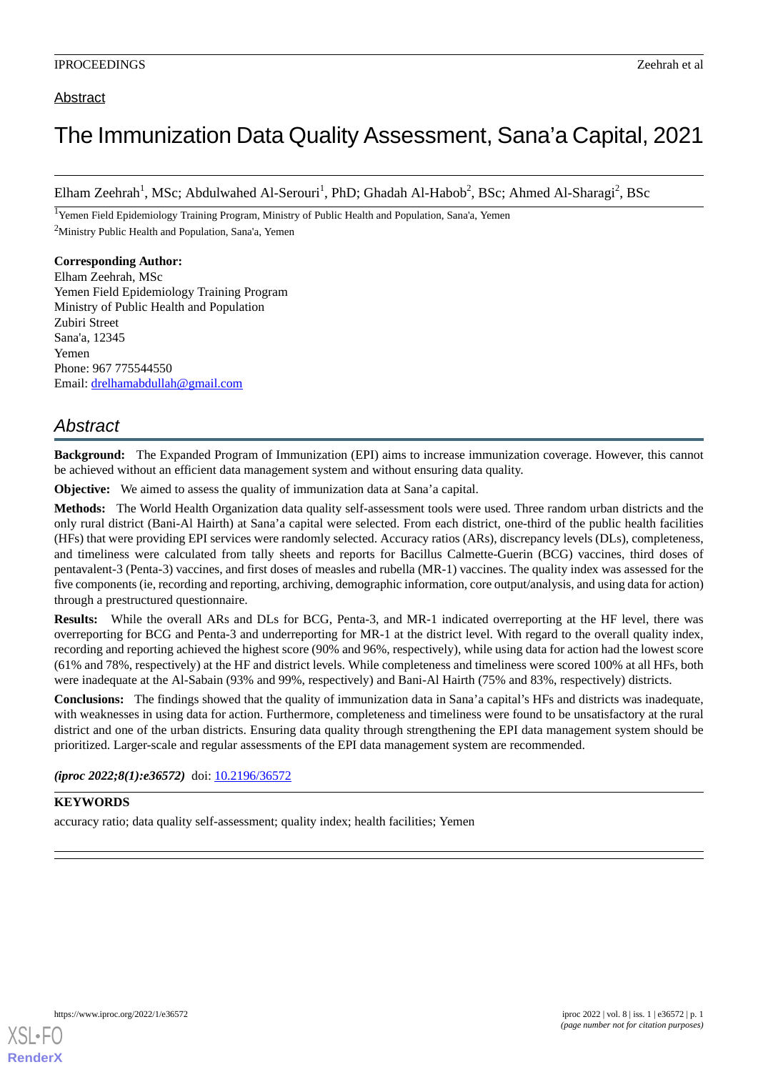Abstract

# The Immunization Data Quality Assessment, Sana'a Capital, 2021

Elham Zeehrah[1], MSc; Abdulwahed Al-Serouri[1], PhD; Ghadah Al-Habob[2], BSc; Ahmed Al-Sharagi[2], BSc

[1]Yemen Field Epidemiology Training Program, Ministry of Public Health and Population, Sana'a, Yemen

[2]Ministry Public Health and Population, Sana'a, Yemen

**Corresponding Author:**
Elham Zeehrah, MSc
Yemen Field Epidemiology Training Program
Ministry of Public Health and Population
Zubiri Street
Sana'a, 12345
Yemen
Phone: 967 775544550
Email: drelhamabdullah@gmail.com

## *Abstract*

**Background:** The Expanded Program of Immunization (EPI) aims to increase immunization coverage. However, this cannot be achieved without an efficient data management system and without ensuring data quality.

**Objective:** We aimed to assess the quality of immunization data at Sana'a capital.

**Methods:** The World Health Organization data quality self-assessment tools were used. Three random urban districts and the only rural district (Bani-Al Hairth) at Sana'a capital were selected. From each district, one-third of the public health facilities (HFs) that were providing EPI services were randomly selected. Accuracy ratios (ARs), discrepancy levels (DLs), completeness, and timeliness were calculated from tally sheets and reports for Bacillus Calmette-Guerin (BCG) vaccines, third doses of pentavalent-3 (Penta-3) vaccines, and first doses of measles and rubella (MR-1) vaccines. The quality index was assessed for the five components (ie, recording and reporting, archiving, demographic information, core output/analysis, and using data for action) through a prestructured questionnaire.

**Results:** While the overall ARs and DLs for BCG, Penta-3, and MR-1 indicated overreporting at the HF level, there was overreporting for BCG and Penta-3 and underreporting for MR-1 at the district level. With regard to the overall quality index, recording and reporting achieved the highest score (90% and 96%, respectively), while using data for action had the lowest score (61% and 78%, respectively) at the HF and district levels. While completeness and timeliness were scored 100% at all HFs, both were inadequate at the Al-Sabain (93% and 99%, respectively) and Bani-Al Hairth (75% and 83%, respectively) districts.

**Conclusions:** The findings showed that the quality of immunization data in Sana'a capital's HFs and districts was inadequate, with weaknesses in using data for action. Furthermore, completeness and timeliness were found to be unsatisfactory at the rural district and one of the urban districts. Ensuring data quality through strengthening the EPI data management system should be prioritized. Larger-scale and regular assessments of the EPI data management system are recommended.

***(iproc 2022;8(1):e36572)*** doi: 10.2196/36572

**KEYWORDS**

accuracy ratio; data quality self-assessment; quality index; health facilities; Yemen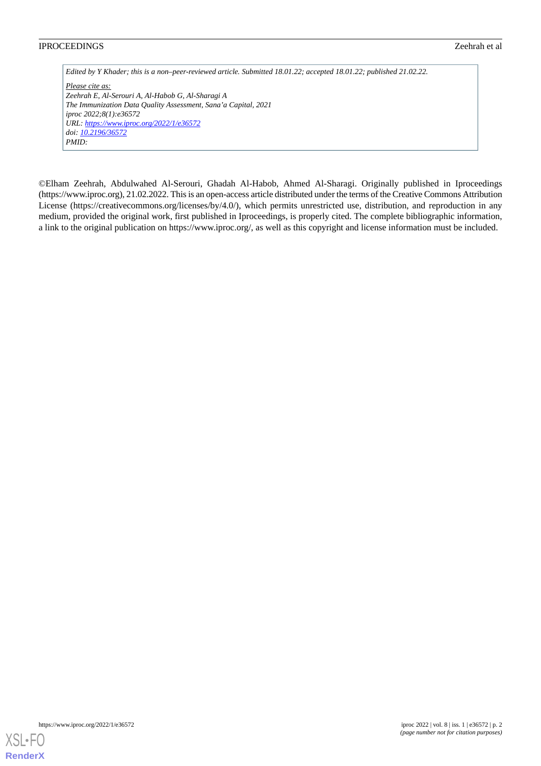*Edited by Y Khader; this is a non–peer-reviewed article. Submitted 18.01.22; accepted 18.01.22; published 21.02.22.*

*Please cite as:*
*Zeehrah E, Al-Serouri A, Al-Habob G, Al-Sharagi A*
*The Immunization Data Quality Assessment, Sana'a Capital, 2021*
*iproc 2022;8(1):e36572*
*URL: [https://www.iproc.org/2022/1/e36572](https://www.iproc.org/2022/1/e36572)*
*doi: [10.2196/36572](10.2196/36572)*
*PMID:*

©Elham Zeehrah, Abdulwahed Al-Serouri, Ghadah Al-Habob, Ahmed Al-Sharagi. Originally published in Iproceedings (https://www.iproc.org), 21.02.2022. This is an open-access article distributed under the terms of the Creative Commons Attribution License (https://creativecommons.org/licenses/by/4.0/), which permits unrestricted use, distribution, and reproduction in any medium, provided the original work, first published in Iproceedings, is properly cited. The complete bibliographic information, a link to the original publication on https://www.iproc.org/, as well as this copyright and license information must be included.